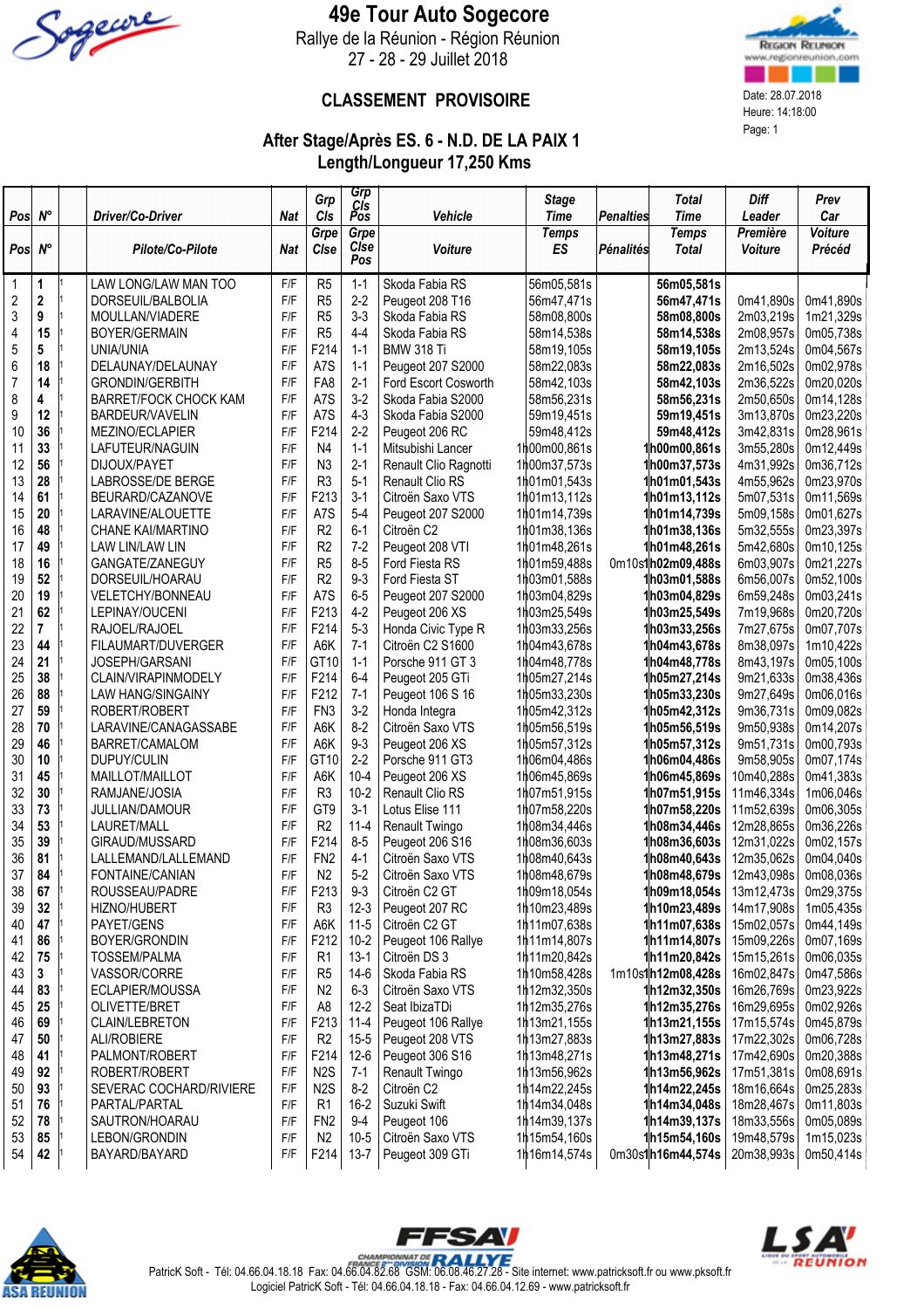# 49e Tour Auto Sogecore

Rallye de la Réunion - Région Réunion

27 - 28 - 29 Juillet 2018

## CLASSEMENT PROVISOIRE

Date: 28.07.2018
Heure: 14:18:00

### After Stage/Après ES. 6 - N.D. DE LA PAIX 1
### Length/Longueur 17,250 Kms

| Pos | N° | | Driver/Co-Driver | Nat | Grp Cls | Grp Cls Pos | Vehicle | Stage Time | Penalties | Total Time | Diff Leader | Prev Car |
|---|---|---|---|---|---|---|---|---|---|---|---|---|
| Pos | N° | | Pilote/Co-Pilote | Nat | Grpe Clse | Grpe Clse Pos | Voiture | Temps ES | Pénalités | Temps Total | Première Voiture | Voiture Précéd |
| 1 | 1 | I | LAW LONG/LAW MAN TOO | F/F | R5 | 1-1 | Skoda Fabia RS | 56m05,581s | | 56m05,581s | | |
| 2 | 2 | I | DORSEUIL/BALBOLIA | F/F | R5 | 2-2 | Peugeot 208 T16 | 56m47,471s | | 56m47,471s | 0m41,890s | 0m41,890s |
| 3 | 9 | I | MOULLAN/VIADERE | F/F | R5 | 3-3 | Skoda Fabia RS | 58m08,800s | | 58m08,800s | 2m03,219s | 1m21,329s |
| 4 | 15 | I | BOYER/GERMAIN | F/F | R5 | 4-4 | Skoda Fabia RS | 58m14,538s | | 58m14,538s | 2m08,957s | 0m05,738s |
| 5 | 5 | I | UNIA/UNIA | F/F | F214 | 1-1 | BMW 318 Ti | 58m19,105s | | 58m19,105s | 2m13,524s | 0m04,567s |
| 6 | 18 | I | DELAUNAY/DELAUNAY | F/F | A7S | 1-1 | Peugeot 207 S2000 | 58m22,083s | | 58m22,083s | 2m16,502s | 0m02,978s |
| 7 | 14 | I | GRONDIN/GERBITH | F/F | FA8 | 2-1 | Ford Escort Cosworth | 58m42,103s | | 58m42,103s | 2m36,522s | 0m20,020s |
| 8 | 4 | I | BARRET/FOCK CHOCK KAM | F/F | A7S | 3-2 | Skoda Fabia S2000 | 58m56,231s | | 58m56,231s | 2m50,650s | 0m14,128s |
| 9 | 12 | I | BARDEUR/VAVELIN | F/F | A7S | 4-3 | Skoda Fabia S2000 | 59m19,451s | | 59m19,451s | 3m13,870s | 0m23,220s |
| 10 | 36 | I | MEZINO/ECLAPIER | F/F | F214 | 2-2 | Peugeot 206 RC | 59m48,412s | | 59m48,412s | 3m42,831s | 0m28,961s |
| 11 | 33 | I | LAFUTEUR/NAGUIN | F/F | N4 | 1-1 | Mitsubishi Lancer | 1h00m00,861s | | 1h00m00,861s | 3m55,280s | 0m12,449s |
| 12 | 56 | I | DIJOUX/PAYET | F/F | N3 | 2-1 | Renault Clio Ragnotti | 1h00m37,573s | | 1h00m37,573s | 4m31,992s | 0m36,712s |
| 13 | 28 | I | LABROSSE/DE BERGE | F/F | R3 | 5-1 | Renault Clio RS | 1h01m01,543s | | 1h01m01,543s | 4m55,962s | 0m23,970s |
| 14 | 61 | I | BEURARD/CAZANOVE | F/F | F213 | 3-1 | Citroën Saxo VTS | 1h01m13,112s | | 1h01m13,112s | 5m07,531s | 0m11,569s |
| 15 | 20 | I | LARAVINE/ALOUETTE | F/F | A7S | 5-4 | Peugeot 207 S2000 | 1h01m14,739s | | 1h01m14,739s | 5m09,158s | 0m01,627s |
| 16 | 48 | I | CHANE KAI/MARTINO | F/F | R2 | 6-1 | Citroën C2 | 1h01m38,136s | | 1h01m38,136s | 5m32,555s | 0m23,397s |
| 17 | 49 | I | LAW LIN/LAW LIN | F/F | R2 | 7-2 | Peugeot 208 VTI | 1h01m48,261s | | 1h01m48,261s | 5m42,680s | 0m10,125s |
| 18 | 16 | I | GANGATE/ZANEGUY | F/F | R5 | 8-5 | Ford Fiesta RS | 1h01m59,488s | 0m10s | 1h02m09,488s | 6m03,907s | 0m21,227s |
| 19 | 52 | I | DORSEUIL/HOARAU | F/F | R2 | 9-3 | Ford Fiesta ST | 1h03m01,588s | | 1h03m01,588s | 6m56,007s | 0m52,100s |
| 20 | 19 | I | VELETCHY/BONNEAU | F/F | A7S | 6-5 | Peugeot 207 S2000 | 1h03m04,829s | | 1h03m04,829s | 6m59,248s | 0m03,241s |
| 21 | 62 | I | LEPINAY/OUCENI | F/F | F213 | 4-2 | Peugeot 206 XS | 1h03m25,549s | | 1h03m25,549s | 7m19,968s | 0m20,720s |
| 22 | 7 | I | RAJOEL/RAJOEL | F/F | F214 | 5-3 | Honda Civic Type R | 1h03m33,256s | | 1h03m33,256s | 7m27,675s | 0m07,707s |
| 23 | 44 | I | FILAUMART/DUVERGER | F/F | A6K | 7-1 | Citroën C2 S1600 | 1h04m43,678s | | 1h04m43,678s | 8m38,097s | 1m10,422s |
| 24 | 21 | I | JOSEPH/GARSANI | F/F | GT10 | 1-1 | Porsche 911 GT 3 | 1h04m48,778s | | 1h04m48,778s | 8m43,197s | 0m05,100s |
| 25 | 38 | I | CLAIN/VIRAPINMODELY | F/F | F214 | 6-4 | Peugeot 205 GTi | 1h05m27,214s | | 1h05m27,214s | 9m21,633s | 0m38,436s |
| 26 | 88 | I | LAW HANG/SAINGAINY | F/F | F212 | 7-1 | Peugeot 106 S 16 | 1h05m33,230s | | 1h05m33,230s | 9m27,649s | 0m06,016s |
| 27 | 59 | I | ROBERT/ROBERT | F/F | FN3 | 3-2 | Honda Integra | 1h05m42,312s | | 1h05m42,312s | 9m36,731s | 0m09,082s |
| 28 | 70 | I | LARAVINE/CANAGASSABE | F/F | A6K | 8-2 | Citroën Saxo VTS | 1h05m56,519s | | 1h05m56,519s | 9m50,938s | 0m14,207s |
| 29 | 46 | I | BARRET/CAMALOM | F/F | A6K | 9-3 | Peugeot 206 XS | 1h05m57,312s | | 1h05m57,312s | 9m51,731s | 0m00,793s |
| 30 | 10 | I | DUPUY/CULIN | F/F | GT10 | 2-2 | Porsche 911 GT3 | 1h06m04,486s | | 1h06m04,486s | 9m58,905s | 0m07,174s |
| 31 | 45 | I | MAILLOT/MAILLOT | F/F | A6K | 10-4 | Peugeot 206 XS | 1h06m45,869s | | 1h06m45,869s | 10m40,288s | 0m41,383s |
| 32 | 30 | I | RAMJANE/JOSIA | F/F | R3 | 10-2 | Renault Clio RS | 1h07m51,915s | | 1h07m51,915s | 11m46,334s | 1m06,046s |
| 33 | 73 | I | JULLIAN/DAMOUR | F/F | GT9 | 3-1 | Lotus Elise 111 | 1h07m58,220s | | 1h07m58,220s | 11m52,639s | 0m06,305s |
| 34 | 53 | I | LAURET/MALL | F/F | R2 | 11-4 | Renault Twingo | 1h08m34,446s | | 1h08m34,446s | 12m28,865s | 0m36,226s |
| 35 | 39 | I | GIRAUD/MUSSARD | F/F | F214 | 8-5 | Peugeot 206 S16 | 1h08m36,603s | | 1h08m36,603s | 12m31,022s | 0m02,157s |
| 36 | 81 | I | LALLEMAND/LALLEMAND | F/F | FN2 | 4-1 | Citroën Saxo VTS | 1h08m40,643s | | 1h08m40,643s | 12m35,062s | 0m04,040s |
| 37 | 84 | I | FONTAINE/CANIAN | F/F | N2 | 5-2 | Citroën Saxo VTS | 1h08m48,679s | | 1h08m48,679s | 12m43,098s | 0m08,036s |
| 38 | 67 | I | ROUSSEAU/PADRE | F/F | F213 | 9-3 | Citroën C2 GT | 1h09m18,054s | | 1h09m18,054s | 13m12,473s | 0m29,375s |
| 39 | 32 | I | HIZNO/HUBERT | F/F | R3 | 12-3 | Peugeot 207 RC | 1h10m23,489s | | 1h10m23,489s | 14m17,908s | 1m05,435s |
| 40 | 47 | I | PAYET/GENS | F/F | A6K | 11-5 | Citroën C2 GT | 1h11m07,638s | | 1h11m07,638s | 15m02,057s | 0m44,149s |
| 41 | 86 | I | BOYER/GRONDIN | F/F | F212 | 10-2 | Peugeot 106 Rallye | 1h11m14,807s | | 1h11m14,807s | 15m09,226s | 0m07,169s |
| 42 | 75 | I | TOSSEM/PALMA | F/F | R1 | 13-1 | Citroën DS 3 | 1h11m20,842s | | 1h11m20,842s | 15m15,261s | 0m06,035s |
| 43 | 3 | I | VASSOR/CORRE | F/F | R5 | 14-6 | Skoda Fabia RS | 1h10m58,428s | 1m10s | 1h12m08,428s | 16m02,847s | 0m47,586s |
| 44 | 83 | I | ECLAPIER/MOUSSA | F/F | N2 | 6-3 | Citroën Saxo VTS | 1h12m32,350s | | 1h12m32,350s | 16m26,769s | 0m23,922s |
| 45 | 25 | I | OLIVETTE/BRET | F/F | A8 | 12-2 | Seat IbizaTDi | 1h12m35,276s | | 1h12m35,276s | 16m29,695s | 0m02,926s |
| 46 | 69 | I | CLAIN/LEBRETON | F/F | F213 | 11-4 | Peugeot 106 Rallye | 1h13m21,155s | | 1h13m21,155s | 17m15,574s | 0m45,879s |
| 47 | 50 | I | ALI/ROBIERE | F/F | R2 | 15-5 | Peugeot 208 VTS | 1h13m27,883s | | 1h13m27,883s | 17m22,302s | 0m06,728s |
| 48 | 41 | I | PALMONT/ROBERT | F/F | F214 | 12-6 | Peugeot 306 S16 | 1h13m48,271s | | 1h13m48,271s | 17m42,690s | 0m20,388s |
| 49 | 92 | I | ROBERT/ROBERT | F/F | N2S | 7-1 | Renault Twingo | 1h13m56,962s | | 1h13m56,962s | 17m51,381s | 0m08,691s |
| 50 | 93 | I | SEVERAC COCHARD/RIVIERE | F/F | N2S | 8-2 | Citroën C2 | 1h14m22,245s | | 1h14m22,245s | 18m16,664s | 0m25,283s |
| 51 | 76 | I | PARTAL/PARTAL | F/F | R1 | 16-2 | Suzuki Swift | 1h14m34,048s | | 1h14m34,048s | 18m28,467s | 0m11,803s |
| 52 | 78 | I | SAUTRON/HOARAU | F/F | FN2 | 9-4 | Peugeot 106 | 1h14m39,137s | | 1h14m39,137s | 18m33,556s | 0m05,089s |
| 53 | 85 | I | LEBON/GRONDIN | F/F | N2 | 10-5 | Citroën Saxo VTS | 1h15m54,160s | | 1h15m54,160s | 19m48,579s | 1m15,023s |
| 54 | 42 | I | BAYARD/BAYARD | F/F | F214 | 13-7 | Peugeot 309 GTi | 1h16m14,574s | 0m30s | 1h16m44,574s | 20m38,993s | 0m50,414s |

PatricK Soft - Tél: 04.66.04.18.18 Fax: 04.66.04.82.68 GSM: 06.08.46.27.28 - Site internet: www.patricksoft.fr ou www.pksoft.fr
Logiciel PatricK Soft - Tél: 04.66.04.18.18 - Fax: 04.66.04.12.69 - www.patricksoft.fr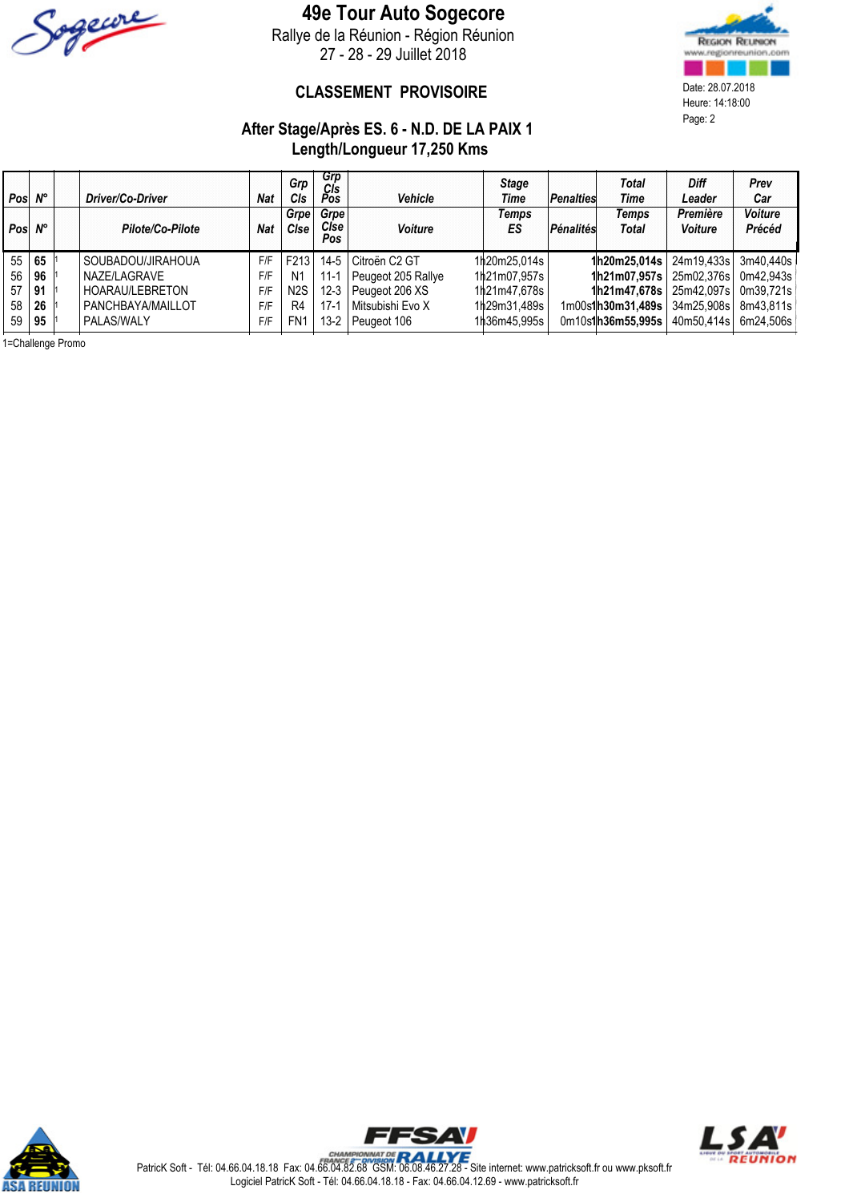# 49e Tour Auto Sogecore

Rallye de la Réunion - Région Réunion

27 - 28 - 29 Juillet 2018

Date: 28.07.2018

Heure: 14:18:00

## CLASSEMENT PROVISOIRE

### After Stage/Après ES. 6 - N.D. DE LA PAIX 1

### Length/Longueur 17,250 Kms

| Pos<br>Pos | N°<br>N° | | Driver/Co-Driver<br>Pilote/Co-Pilote | Nat<br>Nat | Grp Cls<br>Grpe Clse | Grp Cls Pos<br>Grpe Clse Pos | Vehicle<br>Voiture | Stage Time<br>Temps ES | Penalties<br>Pénalités | Total Time<br>Temps Total | Diff Leader<br>Première Voiture | Prev Car<br>Voiture Précéd |
|---|---|---|---|---|---|---|---|---|---|---|---|---|
| 55 | **65** | 1 | SOUBADOU/JIRAHOUA | F/F | F213 | 14-5 | Citroën C2 GT | 1h20m25,014s | | **1h20m25,014s** | 24m19,433s | 3m40,440s |
| 56 | **96** | 1 | NAZE/LAGRAVE | F/F | N1 | 11-1 | Peugeot 205 Rallye | 1h21m07,957s | | **1h21m07,957s** | 25m02,376s | 0m42,943s |
| 57 | **91** | 1 | HOARAU/LEBRETON | F/F | N2S | 12-3 | Peugeot 206 XS | 1h21m47,678s | | **1h21m47,678s** | 25m42,097s | 0m39,721s |
| 58 | **26** | 1 | PANCHBAYA/MAILLOT | F/F | R4 | 17-1 | Mitsubishi Evo X | 1h29m31,489s | 1m00s | **1h30m31,489s** | 34m25,908s | 8m43,811s |
| 59 | **95** | 1 | PALAS/WALY | F/F | FN1 | 13-2 | Peugeot 106 | 1h36m45,995s | 0m10s | **1h36m55,995s** | 40m50,414s | 6m24,506s |

1=Challenge Promo

PatricK Soft - Tél: 04.66.04.18.18 Fax: 04.66.04.82.68 GSM: 06.08.46.27.28 - Site internet: www.patricksoft.fr ou www.pksoft.fr

Logiciel PatricK Soft - Tél: 04.66.04.18.18 - Fax: 04.66.04.12.69 - www.patricksoft.fr